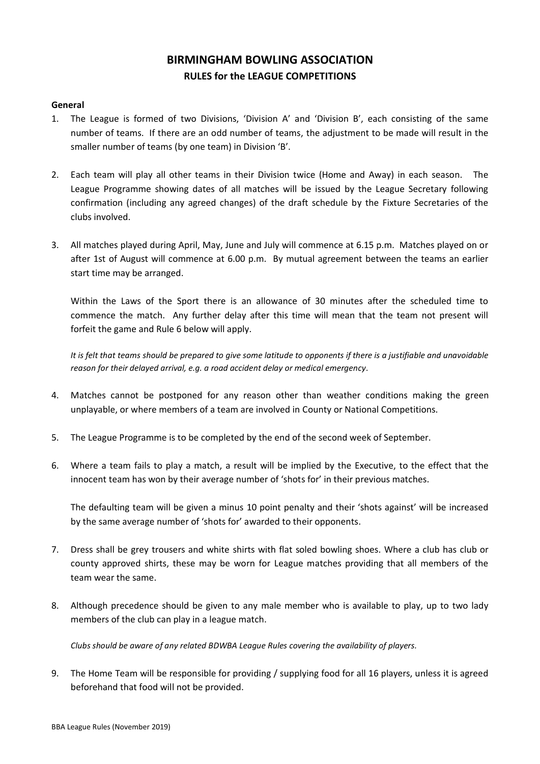# BIRMINGHAM BOWLING ASSOCIATION

## RULES for the LEAGUE COMPETITIONS

**General**

1. The League is formed of two Divisions, 'Division A' and 'Division B', each consisting of the same number of teams. If there are an odd number of teams, the adjustment to be made will result in the smaller number of teams (by one team) in Division 'B'.

2. Each team will play all other teams in their Division twice (Home and Away) in each season. The League Programme showing dates of all matches will be issued by the League Secretary following confirmation (including any agreed changes) of the draft schedule by the Fixture Secretaries of the clubs involved.

3. All matches played during April, May, June and July will commence at 6.15 p.m. Matches played on or after 1st of August will commence at 6.00 p.m. By mutual agreement between the teams an earlier start time may be arranged.

   Within the Laws of the Sport there is an allowance of 30 minutes after the scheduled time to commence the match. Any further delay after this time will mean that the team not present will forfeit the game and Rule 6 below will apply.

   *It is felt that teams should be prepared to give some latitude to opponents if there is a justifiable and unavoidable reason for their delayed arrival, e.g. a road accident delay or medical emergency.*

4. Matches cannot be postponed for any reason other than weather conditions making the green unplayable, or where members of a team are involved in County or National Competitions.

5. The League Programme is to be completed by the end of the second week of September.

6. Where a team fails to play a match, a result will be implied by the Executive, to the effect that the innocent team has won by their average number of 'shots for' in their previous matches.

   The defaulting team will be given a minus 10 point penalty and their 'shots against' will be increased by the same average number of 'shots for' awarded to their opponents.

7. Dress shall be grey trousers and white shirts with flat soled bowling shoes. Where a club has club or county approved shirts, these may be worn for League matches providing that all members of the team wear the same.

8. Although precedence should be given to any male member who is available to play, up to two lady members of the club can play in a league match.

   *Clubs should be aware of any related BDWBA League Rules covering the availability of players.*

9. The Home Team will be responsible for providing / supplying food for all 16 players, unless it is agreed beforehand that food will not be provided.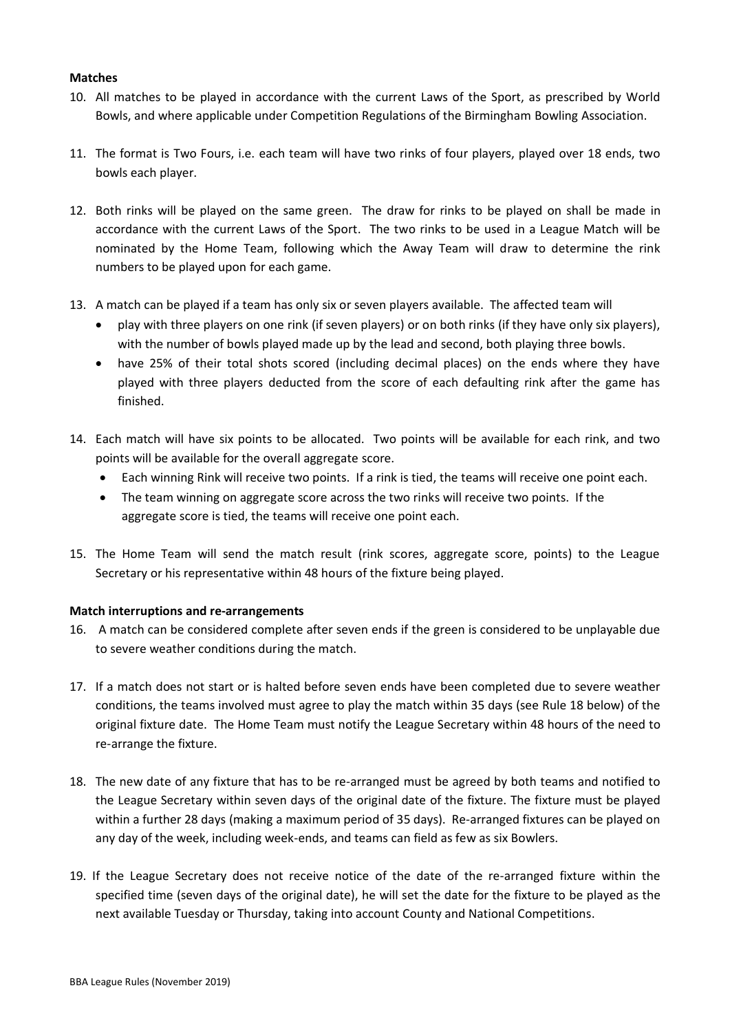**Matches**

10. All matches to be played in accordance with the current Laws of the Sport, as prescribed by World Bowls, and where applicable under Competition Regulations of the Birmingham Bowling Association.

11. The format is Two Fours, i.e. each team will have two rinks of four players, played over 18 ends, two bowls each player.

12. Both rinks will be played on the same green. The draw for rinks to be played on shall be made in accordance with the current Laws of the Sport. The two rinks to be used in a League Match will be nominated by the Home Team, following which the Away Team will draw to determine the rink numbers to be played upon for each game.

13. A match can be played if a team has only six or seven players available. The affected team will
    - play with three players on one rink (if seven players) or on both rinks (if they have only six players), with the number of bowls played made up by the lead and second, both playing three bowls.
    - have 25% of their total shots scored (including decimal places) on the ends where they have played with three players deducted from the score of each defaulting rink after the game has finished.

14. Each match will have six points to be allocated. Two points will be available for each rink, and two points will be available for the overall aggregate score.
    - Each winning Rink will receive two points. If a rink is tied, the teams will receive one point each.
    - The team winning on aggregate score across the two rinks will receive two points. If the aggregate score is tied, the teams will receive one point each.

15. The Home Team will send the match result (rink scores, aggregate score, points) to the League Secretary or his representative within 48 hours of the fixture being played.

**Match interruptions and re-arrangements**

16. A match can be considered complete after seven ends if the green is considered to be unplayable due to severe weather conditions during the match.

17. If a match does not start or is halted before seven ends have been completed due to severe weather conditions, the teams involved must agree to play the match within 35 days (see Rule 18 below) of the original fixture date. The Home Team must notify the League Secretary within 48 hours of the need to re-arrange the fixture.

18. The new date of any fixture that has to be re-arranged must be agreed by both teams and notified to the League Secretary within seven days of the original date of the fixture. The fixture must be played within a further 28 days (making a maximum period of 35 days). Re-arranged fixtures can be played on any day of the week, including week-ends, and teams can field as few as six Bowlers.

19. If the League Secretary does not receive notice of the date of the re-arranged fixture within the specified time (seven days of the original date), he will set the date for the fixture to be played as the next available Tuesday or Thursday, taking into account County and National Competitions.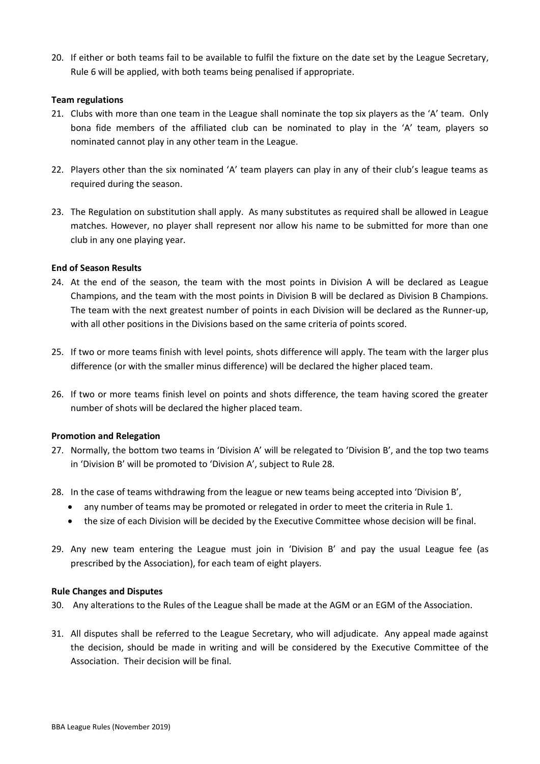20. If either or both teams fail to be available to fulfil the fixture on the date set by the League Secretary, Rule 6 will be applied, with both teams being penalised if appropriate.

**Team regulations**

21. Clubs with more than one team in the League shall nominate the top six players as the 'A' team. Only bona fide members of the affiliated club can be nominated to play in the 'A' team, players so nominated cannot play in any other team in the League.

22. Players other than the six nominated 'A' team players can play in any of their club's league teams as required during the season.

23. The Regulation on substitution shall apply. As many substitutes as required shall be allowed in League matches. However, no player shall represent nor allow his name to be submitted for more than one club in any one playing year.

**End of Season Results**

24. At the end of the season, the team with the most points in Division A will be declared as League Champions, and the team with the most points in Division B will be declared as Division B Champions. The team with the next greatest number of points in each Division will be declared as the Runner-up, with all other positions in the Divisions based on the same criteria of points scored.

25. If two or more teams finish with level points, shots difference will apply. The team with the larger plus difference (or with the smaller minus difference) will be declared the higher placed team.

26. If two or more teams finish level on points and shots difference, the team having scored the greater number of shots will be declared the higher placed team.

**Promotion and Relegation**

27. Normally, the bottom two teams in 'Division A' will be relegated to 'Division B', and the top two teams in 'Division B' will be promoted to 'Division A', subject to Rule 28.

28. In the case of teams withdrawing from the league or new teams being accepted into 'Division B',
    - any number of teams may be promoted or relegated in order to meet the criteria in Rule 1.
    - the size of each Division will be decided by the Executive Committee whose decision will be final.

29. Any new team entering the League must join in 'Division B' and pay the usual League fee (as prescribed by the Association), for each team of eight players.

**Rule Changes and Disputes**

30. Any alterations to the Rules of the League shall be made at the AGM or an EGM of the Association.

31. All disputes shall be referred to the League Secretary, who will adjudicate. Any appeal made against the decision, should be made in writing and will be considered by the Executive Committee of the Association. Their decision will be final.